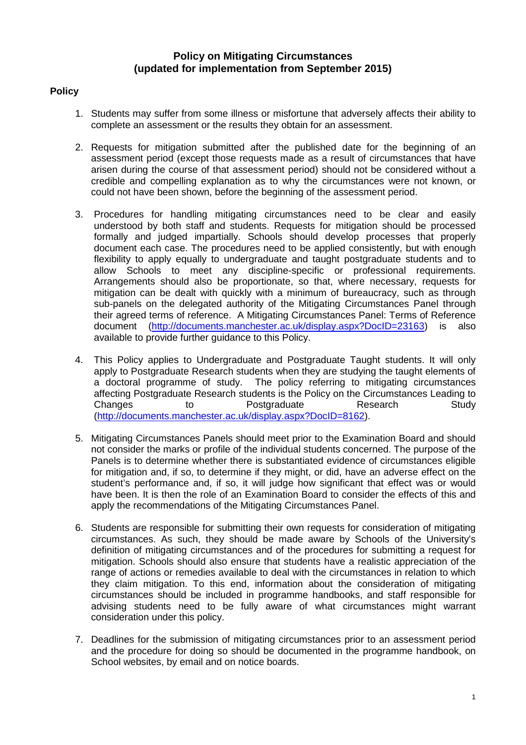# Policy on Mitigating Circumstances
## (updated for implementation from September 2015)

### Policy

1. Students may suffer from some illness or misfortune that adversely affects their ability to complete an assessment or the results they obtain for an assessment.

2. Requests for mitigation submitted after the published date for the beginning of an assessment period (except those requests made as a result of circumstances that have arisen during the course of that assessment period) should not be considered without a credible and compelling explanation as to why the circumstances were not known, or could not have been shown, before the beginning of the assessment period.

3. Procedures for handling mitigating circumstances need to be clear and easily understood by both staff and students. Requests for mitigation should be processed formally and judged impartially. Schools should develop processes that properly document each case. The procedures need to be applied consistently, but with enough flexibility to apply equally to undergraduate and taught postgraduate students and to allow Schools to meet any discipline-specific or professional requirements. Arrangements should also be proportionate, so that, where necessary, requests for mitigation can be dealt with quickly with a minimum of bureaucracy, such as through sub-panels on the delegated authority of the Mitigating Circumstances Panel through their agreed terms of reference. A Mitigating Circumstances Panel: Terms of Reference document (http://documents.manchester.ac.uk/display.aspx?DocID=23163) is also available to provide further guidance to this Policy.

4. This Policy applies to Undergraduate and Postgraduate Taught students. It will only apply to Postgraduate Research students when they are studying the taught elements of a doctoral programme of study. The policy referring to mitigating circumstances affecting Postgraduate Research students is the Policy on the Circumstances Leading to Changes to Postgraduate Research Study (http://documents.manchester.ac.uk/display.aspx?DocID=8162).

5. Mitigating Circumstances Panels should meet prior to the Examination Board and should not consider the marks or profile of the individual students concerned. The purpose of the Panels is to determine whether there is substantiated evidence of circumstances eligible for mitigation and, if so, to determine if they might, or did, have an adverse effect on the student's performance and, if so, it will judge how significant that effect was or would have been. It is then the role of an Examination Board to consider the effects of this and apply the recommendations of the Mitigating Circumstances Panel.

6. Students are responsible for submitting their own requests for consideration of mitigating circumstances. As such, they should be made aware by Schools of the University's definition of mitigating circumstances and of the procedures for submitting a request for mitigation. Schools should also ensure that students have a realistic appreciation of the range of actions or remedies available to deal with the circumstances in relation to which they claim mitigation. To this end, information about the consideration of mitigating circumstances should be included in programme handbooks, and staff responsible for advising students need to be fully aware of what circumstances might warrant consideration under this policy.

7. Deadlines for the submission of mitigating circumstances prior to an assessment period and the procedure for doing so should be documented in the programme handbook, on School websites, by email and on notice boards.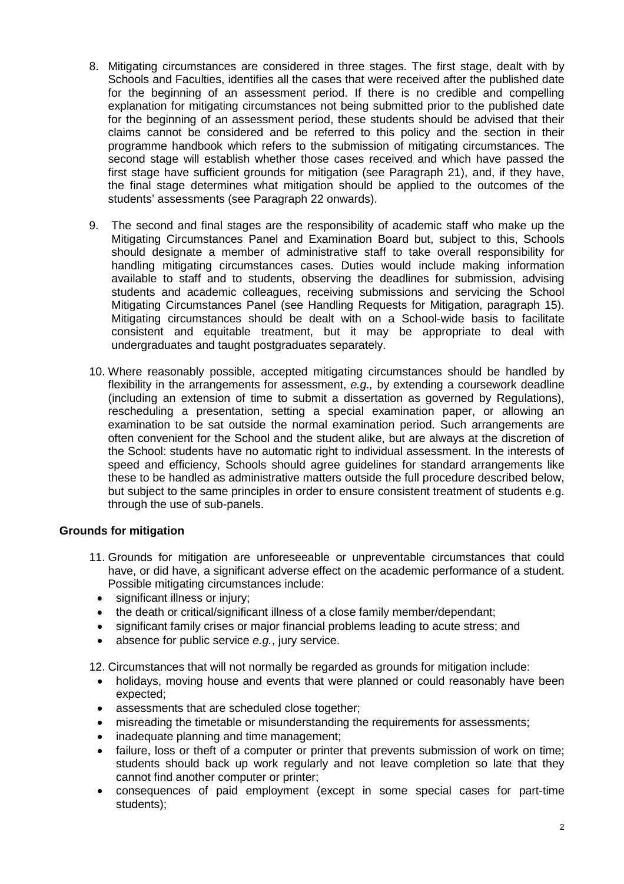8. Mitigating circumstances are considered in three stages. The first stage, dealt with by Schools and Faculties, identifies all the cases that were received after the published date for the beginning of an assessment period. If there is no credible and compelling explanation for mitigating circumstances not being submitted prior to the published date for the beginning of an assessment period, these students should be advised that their claims cannot be considered and be referred to this policy and the section in their programme handbook which refers to the submission of mitigating circumstances. The second stage will establish whether those cases received and which have passed the first stage have sufficient grounds for mitigation (see Paragraph 21), and, if they have, the final stage determines what mitigation should be applied to the outcomes of the students' assessments (see Paragraph 22 onwards).

9. The second and final stages are the responsibility of academic staff who make up the Mitigating Circumstances Panel and Examination Board but, subject to this, Schools should designate a member of administrative staff to take overall responsibility for handling mitigating circumstances cases. Duties would include making information available to staff and to students, observing the deadlines for submission, advising students and academic colleagues, receiving submissions and servicing the School Mitigating Circumstances Panel (see Handling Requests for Mitigation, paragraph 15). Mitigating circumstances should be dealt with on a School-wide basis to facilitate consistent and equitable treatment, but it may be appropriate to deal with undergraduates and taught postgraduates separately.

10. Where reasonably possible, accepted mitigating circumstances should be handled by flexibility in the arrangements for assessment, *e.g.,* by extending a coursework deadline (including an extension of time to submit a dissertation as governed by Regulations), rescheduling a presentation, setting a special examination paper, or allowing an examination to be sat outside the normal examination period. Such arrangements are often convenient for the School and the student alike, but are always at the discretion of the School: students have no automatic right to individual assessment. In the interests of speed and efficiency, Schools should agree guidelines for standard arrangements like these to be handled as administrative matters outside the full procedure described below, but subject to the same principles in order to ensure consistent treatment of students e.g. through the use of sub-panels.

**Grounds for mitigation**

11. Grounds for mitigation are unforeseeable or unpreventable circumstances that could have, or did have, a significant adverse effect on the academic performance of a student. Possible mitigating circumstances include:
    - significant illness or injury;
    - the death or critical/significant illness of a close family member/dependant;
    - significant family crises or major financial problems leading to acute stress; and
    - absence for public service *e.g.*, jury service.

12. Circumstances that will not normally be regarded as grounds for mitigation include:
    - holidays, moving house and events that were planned or could reasonably have been expected;
    - assessments that are scheduled close together;
    - misreading the timetable or misunderstanding the requirements for assessments;
    - inadequate planning and time management;
    - failure, loss or theft of a computer or printer that prevents submission of work on time; students should back up work regularly and not leave completion so late that they cannot find another computer or printer;
    - consequences of paid employment (except in some special cases for part-time students);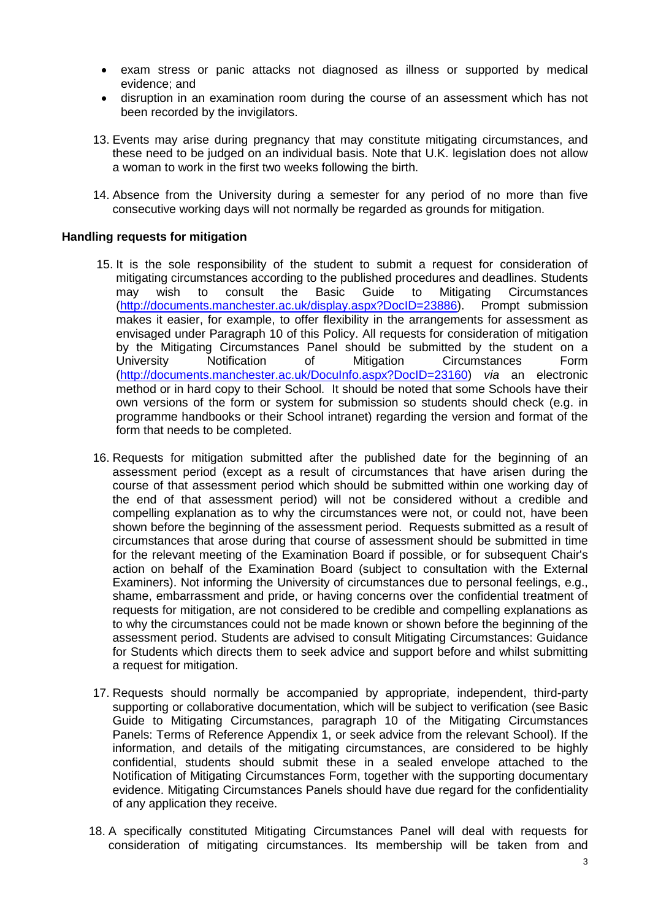- exam stress or panic attacks not diagnosed as illness or supported by medical evidence; and
- disruption in an examination room during the course of an assessment which has not been recorded by the invigilators.

13. Events may arise during pregnancy that may constitute mitigating circumstances, and these need to be judged on an individual basis. Note that U.K. legislation does not allow a woman to work in the first two weeks following the birth.

14. Absence from the University during a semester for any period of no more than five consecutive working days will not normally be regarded as grounds for mitigation.

**Handling requests for mitigation**

15. It is the sole responsibility of the student to submit a request for consideration of mitigating circumstances according to the published procedures and deadlines. Students may wish to consult the Basic Guide to Mitigating Circumstances (http://documents.manchester.ac.uk/display.aspx?DocID=23886). Prompt submission makes it easier, for example, to offer flexibility in the arrangements for assessment as envisaged under Paragraph 10 of this Policy. All requests for consideration of mitigation by the Mitigating Circumstances Panel should be submitted by the student on a University Notification of Mitigation Circumstances Form (http://documents.manchester.ac.uk/DocuInfo.aspx?DocID=23160) *via* an electronic method or in hard copy to their School. It should be noted that some Schools have their own versions of the form or system for submission so students should check (e.g. in programme handbooks or their School intranet) regarding the version and format of the form that needs to be completed.

16. Requests for mitigation submitted after the published date for the beginning of an assessment period (except as a result of circumstances that have arisen during the course of that assessment period which should be submitted within one working day of the end of that assessment period) will not be considered without a credible and compelling explanation as to why the circumstances were not, or could not, have been shown before the beginning of the assessment period. Requests submitted as a result of circumstances that arose during that course of assessment should be submitted in time for the relevant meeting of the Examination Board if possible, or for subsequent Chair's action on behalf of the Examination Board (subject to consultation with the External Examiners). Not informing the University of circumstances due to personal feelings, e.g., shame, embarrassment and pride, or having concerns over the confidential treatment of requests for mitigation, are not considered to be credible and compelling explanations as to why the circumstances could not be made known or shown before the beginning of the assessment period. Students are advised to consult Mitigating Circumstances: Guidance for Students which directs them to seek advice and support before and whilst submitting a request for mitigation.

17. Requests should normally be accompanied by appropriate, independent, third-party supporting or collaborative documentation, which will be subject to verification (see Basic Guide to Mitigating Circumstances, paragraph 10 of the Mitigating Circumstances Panels: Terms of Reference Appendix 1, or seek advice from the relevant School). If the information, and details of the mitigating circumstances, are considered to be highly confidential, students should submit these in a sealed envelope attached to the Notification of Mitigating Circumstances Form, together with the supporting documentary evidence. Mitigating Circumstances Panels should have due regard for the confidentiality of any application they receive.

18. A specifically constituted Mitigating Circumstances Panel will deal with requests for consideration of mitigating circumstances. Its membership will be taken from and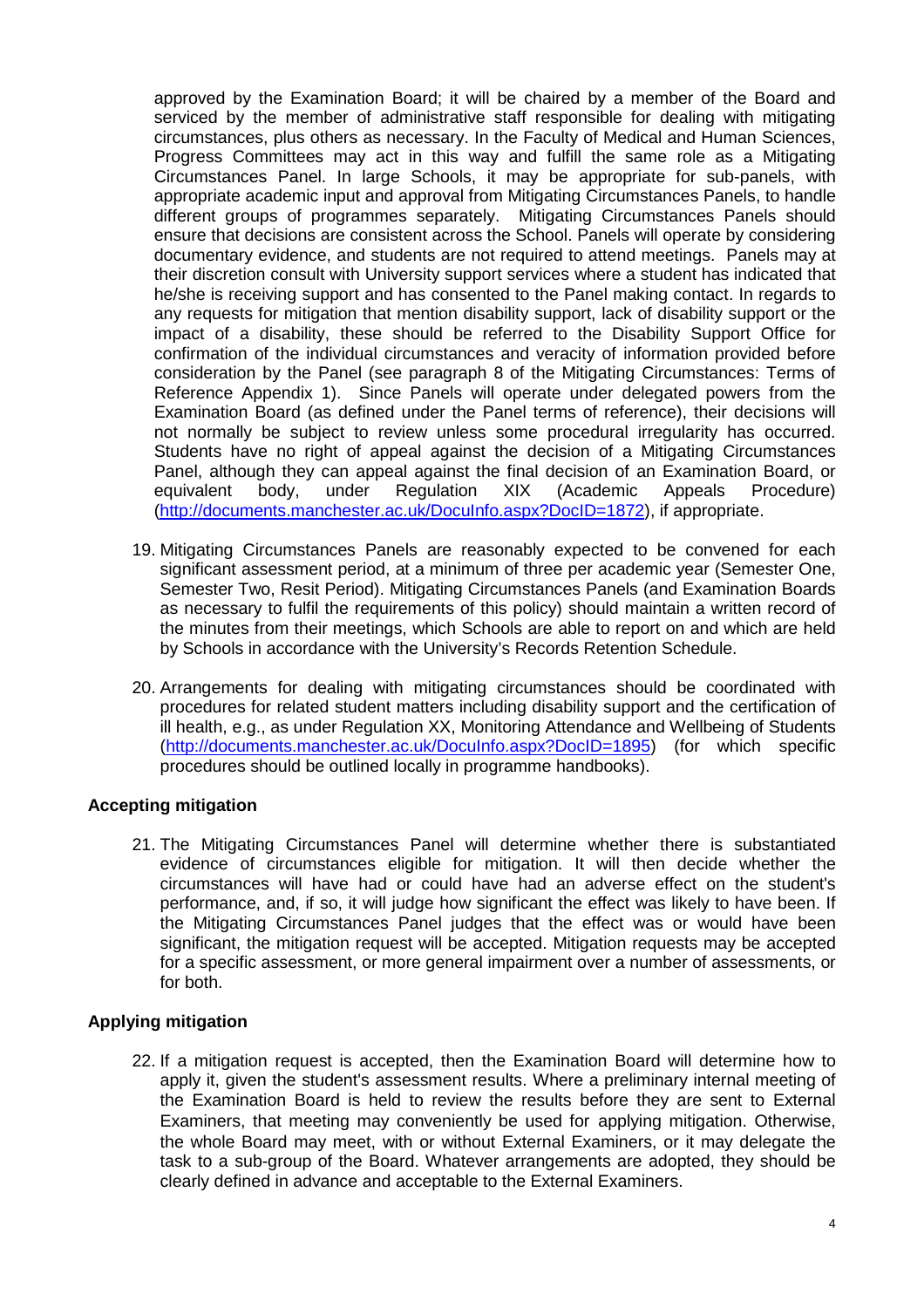approved by the Examination Board; it will be chaired by a member of the Board and serviced by the member of administrative staff responsible for dealing with mitigating circumstances, plus others as necessary. In the Faculty of Medical and Human Sciences, Progress Committees may act in this way and fulfill the same role as a Mitigating Circumstances Panel. In large Schools, it may be appropriate for sub-panels, with appropriate academic input and approval from Mitigating Circumstances Panels, to handle different groups of programmes separately. Mitigating Circumstances Panels should ensure that decisions are consistent across the School. Panels will operate by considering documentary evidence, and students are not required to attend meetings. Panels may at their discretion consult with University support services where a student has indicated that he/she is receiving support and has consented to the Panel making contact. In regards to any requests for mitigation that mention disability support, lack of disability support or the impact of a disability, these should be referred to the Disability Support Office for confirmation of the individual circumstances and veracity of information provided before consideration by the Panel (see paragraph 8 of the Mitigating Circumstances: Terms of Reference Appendix 1). Since Panels will operate under delegated powers from the Examination Board (as defined under the Panel terms of reference), their decisions will not normally be subject to review unless some procedural irregularity has occurred. Students have no right of appeal against the decision of a Mitigating Circumstances Panel, although they can appeal against the final decision of an Examination Board, or equivalent body, under Regulation XIX (Academic Appeals Procedure) (http://documents.manchester.ac.uk/DocuInfo.aspx?DocID=1872), if appropriate.

19. Mitigating Circumstances Panels are reasonably expected to be convened for each significant assessment period, at a minimum of three per academic year (Semester One, Semester Two, Resit Period). Mitigating Circumstances Panels (and Examination Boards as necessary to fulfil the requirements of this policy) should maintain a written record of the minutes from their meetings, which Schools are able to report on and which are held by Schools in accordance with the University's Records Retention Schedule.

20. Arrangements for dealing with mitigating circumstances should be coordinated with procedures for related student matters including disability support and the certification of ill health, e.g., as under Regulation XX, Monitoring Attendance and Wellbeing of Students (http://documents.manchester.ac.uk/DocuInfo.aspx?DocID=1895) (for which specific procedures should be outlined locally in programme handbooks).

**Accepting mitigation**

21. The Mitigating Circumstances Panel will determine whether there is substantiated evidence of circumstances eligible for mitigation. It will then decide whether the circumstances will have had or could have had an adverse effect on the student's performance, and, if so, it will judge how significant the effect was likely to have been. If the Mitigating Circumstances Panel judges that the effect was or would have been significant, the mitigation request will be accepted. Mitigation requests may be accepted for a specific assessment, or more general impairment over a number of assessments, or for both.

**Applying mitigation**

22. If a mitigation request is accepted, then the Examination Board will determine how to apply it, given the student's assessment results. Where a preliminary internal meeting of the Examination Board is held to review the results before they are sent to External Examiners, that meeting may conveniently be used for applying mitigation. Otherwise, the whole Board may meet, with or without External Examiners, or it may delegate the task to a sub-group of the Board. Whatever arrangements are adopted, they should be clearly defined in advance and acceptable to the External Examiners.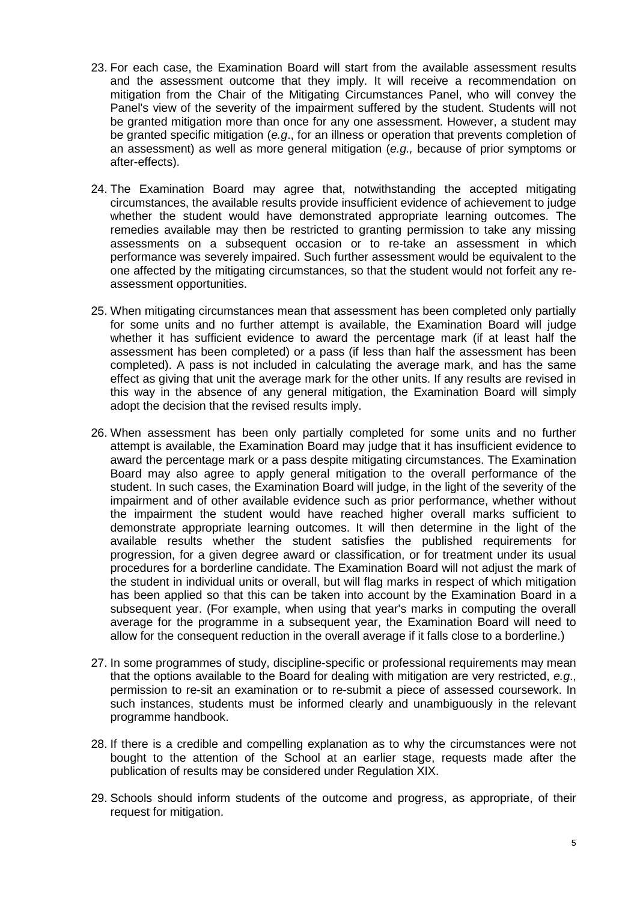23. For each case, the Examination Board will start from the available assessment results and the assessment outcome that they imply. It will receive a recommendation on mitigation from the Chair of the Mitigating Circumstances Panel, who will convey the Panel's view of the severity of the impairment suffered by the student. Students will not be granted mitigation more than once for any one assessment. However, a student may be granted specific mitigation (*e.g*., for an illness or operation that prevents completion of an assessment) as well as more general mitigation (*e.g.,* because of prior symptoms or after-effects).

24. The Examination Board may agree that, notwithstanding the accepted mitigating circumstances, the available results provide insufficient evidence of achievement to judge whether the student would have demonstrated appropriate learning outcomes. The remedies available may then be restricted to granting permission to take any missing assessments on a subsequent occasion or to re-take an assessment in which performance was severely impaired. Such further assessment would be equivalent to the one affected by the mitigating circumstances, so that the student would not forfeit any re-assessment opportunities.

25. When mitigating circumstances mean that assessment has been completed only partially for some units and no further attempt is available, the Examination Board will judge whether it has sufficient evidence to award the percentage mark (if at least half the assessment has been completed) or a pass (if less than half the assessment has been completed). A pass is not included in calculating the average mark, and has the same effect as giving that unit the average mark for the other units. If any results are revised in this way in the absence of any general mitigation, the Examination Board will simply adopt the decision that the revised results imply.

26. When assessment has been only partially completed for some units and no further attempt is available, the Examination Board may judge that it has insufficient evidence to award the percentage mark or a pass despite mitigating circumstances. The Examination Board may also agree to apply general mitigation to the overall performance of the student. In such cases, the Examination Board will judge, in the light of the severity of the impairment and of other available evidence such as prior performance, whether without the impairment the student would have reached higher overall marks sufficient to demonstrate appropriate learning outcomes. It will then determine in the light of the available results whether the student satisfies the published requirements for progression, for a given degree award or classification, or for treatment under its usual procedures for a borderline candidate. The Examination Board will not adjust the mark of the student in individual units or overall, but will flag marks in respect of which mitigation has been applied so that this can be taken into account by the Examination Board in a subsequent year. (For example, when using that year's marks in computing the overall average for the programme in a subsequent year, the Examination Board will need to allow for the consequent reduction in the overall average if it falls close to a borderline.)

27. In some programmes of study, discipline-specific or professional requirements may mean that the options available to the Board for dealing with mitigation are very restricted, *e.g*., permission to re-sit an examination or to re-submit a piece of assessed coursework. In such instances, students must be informed clearly and unambiguously in the relevant programme handbook.

28. If there is a credible and compelling explanation as to why the circumstances were not bought to the attention of the School at an earlier stage, requests made after the publication of results may be considered under Regulation XIX.

29. Schools should inform students of the outcome and progress, as appropriate, of their request for mitigation.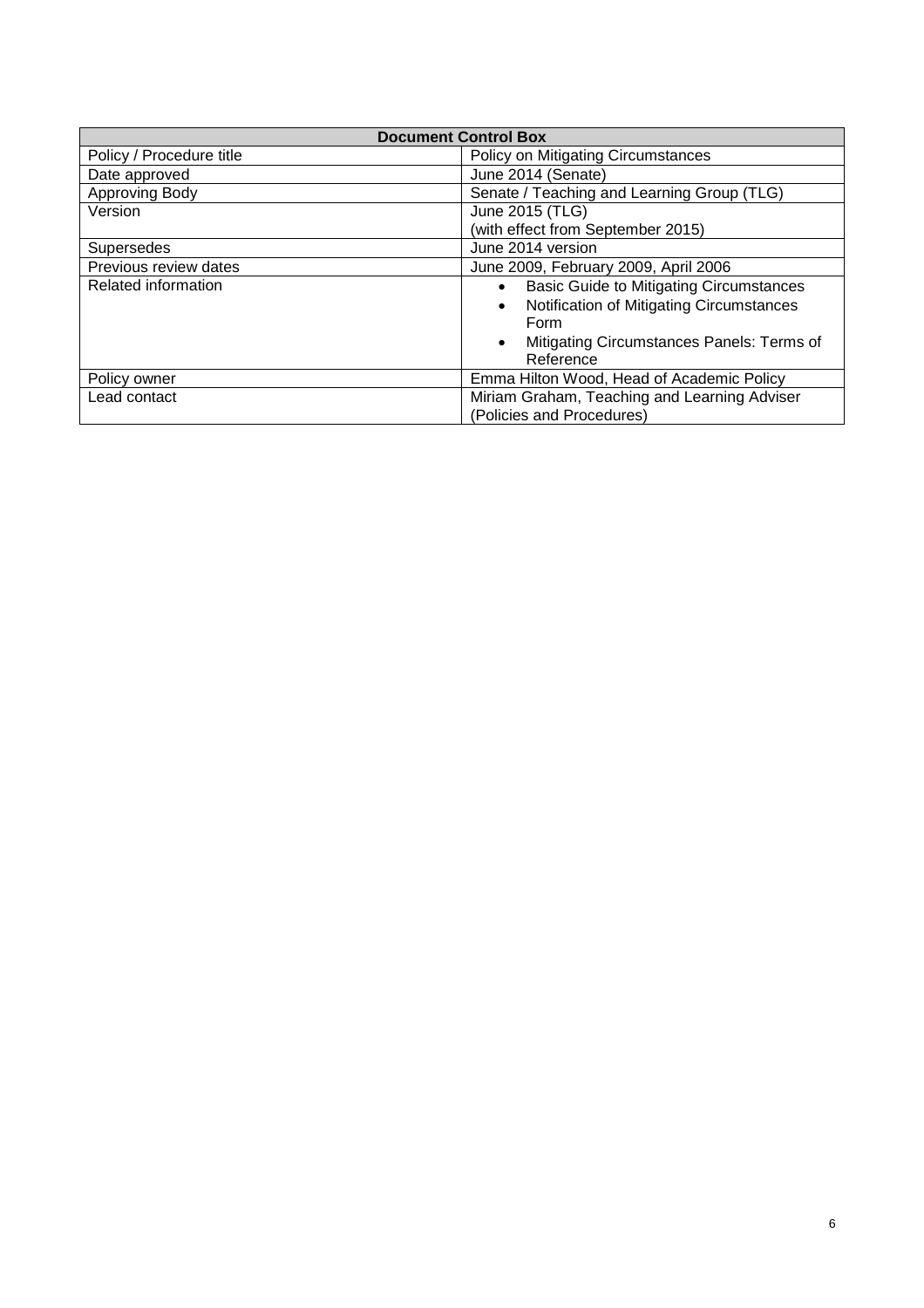| Document Control Box | |
|---|---|
| Policy / Procedure title | Policy on Mitigating Circumstances |
| Date approved | June 2014 (Senate) |
| Approving Body | Senate / Teaching and Learning Group (TLG) |
| Version | June 2015 (TLG)<br>(with effect from September 2015) |
| Supersedes | June 2014 version |
| Previous review dates | June 2009, February 2009, April 2006 |
| Related information | • Basic Guide to Mitigating Circumstances<br>• Notification of Mitigating Circumstances Form<br>• Mitigating Circumstances Panels: Terms of Reference |
| Policy owner | Emma Hilton Wood, Head of Academic Policy |
| Lead contact | Miriam Graham, Teaching and Learning Adviser (Policies and Procedures) |